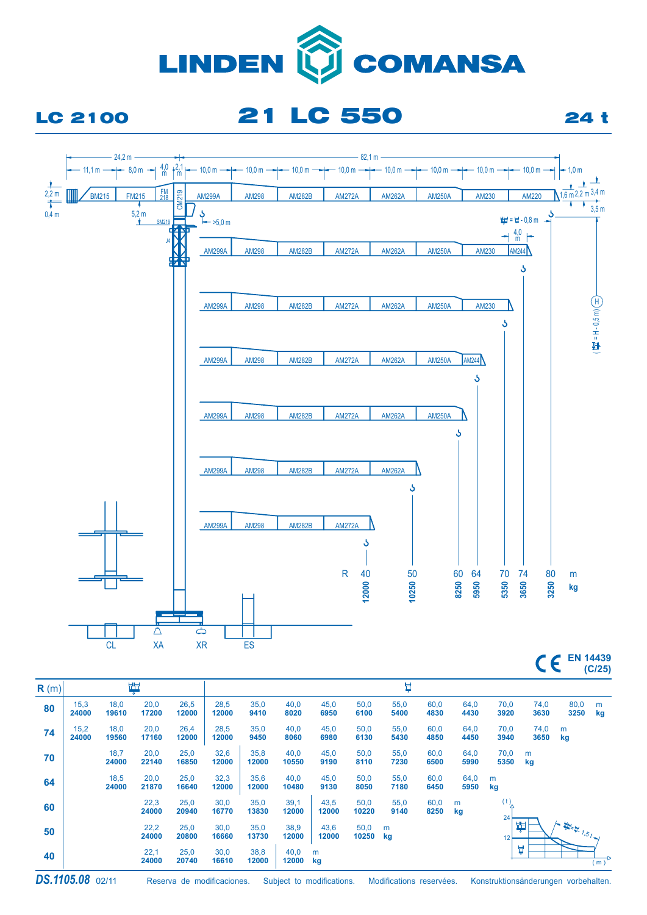# LINDEN COMANSA

## LC 2100 — 21 LC 550 — 24 t

| R (m) | | | | | | | | | | | | | | | |
|---|---|---|---|---|---|---|---|---|---|---|---|---|---|---|---|
| 80 | 15,3 / 24000 | 18,0 / 19610 | 20,0 / 17200 | 26,5 / 12000 | 28,5 / 12000 | 35,0 / 9410 | 40,0 / 8020 | 45,0 / 6950 | 50,0 / 6100 | 55,0 / 5400 | 60,0 / 4830 | 64,0 / 4430 | 70,0 / 3920 | 74,0 / 3630 | 80,0 / 3250 | m / kg |
| 74 | 15,2 / 24000 | 18,0 / 19560 | 20,0 / 17160 | 26,4 / 12000 | 28,5 / 12000 | 35,0 / 9450 | 40,0 / 8060 | 45,0 / 6980 | 50,0 / 6130 | 55,0 / 5430 | 60,0 / 4850 | 64,0 / 4450 | 70,0 / 3940 | 74,0 / 3650 | m / kg | |
| 70 | | 18,7 / 24000 | 20,0 / 22140 | 25,0 / 16850 | 32,6 / 12000 | 35,8 / 12000 | 40,0 / 10550 | 45,0 / 9190 | 50,0 / 8110 | 55,0 / 7230 | 60,0 / 6500 | 64,0 / 5990 | 70,0 / 5350 | m / kg | | |
| 64 | | 18,5 / 24000 | 20,0 / 21870 | 25,0 / 16640 | 32,3 / 12000 | 35,6 / 12000 | 40,0 / 10480 | 45,0 / 9130 | 50,0 / 8050 | 55,0 / 7180 | 60,0 / 6450 | 64,0 / 5950 | m / kg | | | |
| 60 | | | 22,3 / 24000 | 25,0 / 20940 | 30,0 / 16770 | 35,0 / 13830 | 39,1 / 12000 | 43,5 / 12000 | 50,0 / 10220 | 55,0 / 9140 | 60,0 / 8250 | m / kg | | | | |
| 50 | | | 22,2 / 24000 | 25,0 / 20800 | 30,0 / 16660 | 35,0 / 13730 | 38,9 / 12000 | 43,6 / 12000 | 50,0 / 10250 | m / kg | | | | | | |
| 40 | | | 22,1 / 24000 | 25,0 / 20740 | 30,0 / 16610 | 38,8 / 12000 | 40,0 / 12000 | m / kg | | | | | | | | |

CE EN 14439 (C/25)

DS.1105.08 02/11 — Reserva de modificaciones. Subject to modifications. Modifications reservées. Konstruktionsänderungen vorbehalten.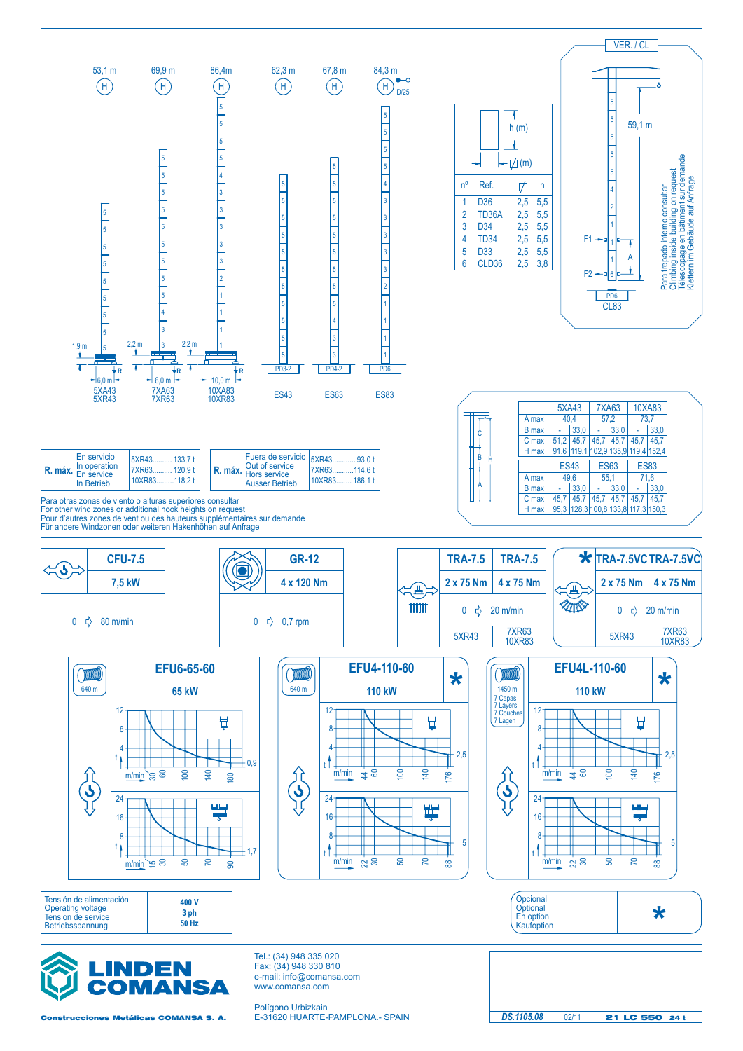53,1 m (H) 69,9 m (H) 86,4m (H) 62,3 m (H) 67,8 m (H) 84,3 m (H) D/25

1,9 m 2,2 m 2,2 m

6,0 m 8,0 m 10,0 m

R R R

5XA43 5XR43 | 7XA63 7XR63 | 10XA83 10XR83 | ES43 | ES63 | ES83

PD3-2 PD4-2 PD6

h (m)

⊡ (m)

| nº | Ref. | ⊡ | h |
|---|---|---|---|
| 1 | D36 | 2,5 | 5,5 |
| 2 | TD36A | 2,5 | 5,5 |
| 3 | D34 | 2,5 | 5,5 |
| 4 | TD34 | 2,5 | 5,5 |
| 5 | D33 | 2,5 | 5,5 |
| 6 | CLD36 | 2,5 | 3,8 |

VER. / CL

59,1 m

F1 F2 A

PD6 CL83

Para trepado interno consultar
Climbing inside building on request
Télescopage en bâtiment sur demande
Klettern im Gebäude auf Anfrage

| R. máx. | En servicio / In operation / En service / In Betrieb | |
|---|---|---|
| | 5XR43 | 133,7 t |
| | 7XR63 | 120,9 t |
| | 10XR83 | 118,2 t |

| R. máx. | Fuera de servicio / Out of service / Hors service / Ausser Betrieb | |
|---|---|---|
| | 5XR43 | 93,0 t |
| | 7XR63 | 114,6 t |
| | 10XR83 | 186,1 t |

Para otras zonas de viento o alturas superiores consultar
For other wind zones or additional hook heights on request
Pour d'autres zones de vent ou des hauteurs supplémentaires sur demande
Für andere Windzonen oder weiteren Hakenhöhen auf Anfrage

| | 5XA43 | | 7XA63 | | 10XA83 | |
|---|---|---|---|---|---|---|
| A max | 40,4 | | 57,2 | | 73,7 | |
| B max | - | 33,0 | - | 33,0 | - | 33,0 |
| C max | 51,2 | 45,7 | 45,7 | 45,7 | 45,7 | 45,7 |
| H max | 91,6 | 119,1 | 102,9 | 135,9 | 119,4 | 152,4 |

| | ES43 | | ES63 | | ES83 | |
|---|---|---|---|---|---|---|
| A max | 49,6 | | 55,1 | | 71,6 | |
| B max | - | 33,0 | - | 33,0 | - | 33,0 |
| C max | 45,7 | 45,7 | 45,7 | 45,7 | 45,7 | 45,7 |
| H max | 95,3 | 128,3 | 100,8 | 133,8 | 117,3 | 150,3 |

| CFU-7.5 |
|---|
| 7,5 kW |
| 0 ⇨ 80 m/min |

| GR-12 |
|---|
| 4 x 120 Nm |
| 0 ⇨ 0,7 rpm |

| TRA-7.5 | TRA-7.5 |
|---|---|
| 2 x 75 Nm | 4 x 75 Nm |
| 0 ⇨ 20 m/min | |
| 5XR43 | 7XR63 10XR83 |

| * TRA-7.5VC | TRA-7.5VC |
|---|---|
| 2 x 75 Nm | 4 x 75 Nm |
| 0 ⇨ 20 m/min | |
| 5XR43 | 7XR63 10XR83 |

**EFU6-65-60**
640 m
65 kW
12 8 4 t 0,9
m/min 30 60 100 140 180
24 16 8 t 1,7
m/min 15 30 50 70 90

**EFU4-110-60** *
640 m
110 kW
12 8 4 t 2,5
m/min 44 60 100 140 176
24 16 8 t 5
m/min 22 30 50 70 88

**EFU4L-110-60** *
1450 m
7 Capas / 7 Layers / 7 Couches / 7 Lagen
110 kW
12 8 4 t 2,5
m/min 44 60 100 140 176
24 16 8 t 5
m/min 22 30 50 70 88

| Tensión de alimentación / Operating voltage / Tension de service / Betriebsspannung | 400 V 3 ph 50 Hz |
|---|---|

| Opcional / Optional / En option / Kaufoption | * |
|---|---|

**LINDEN COMANSA**

Construcciones Metálicas COMANSA S. A.

Tel.: (34) 948 335 020
Fax: (34) 948 330 810
e-mail: info@comansa.com
www.comansa.com

Polígono Urbizkain
E-31620 HUARTE-PAMPLONA.- SPAIN

DS.1105.08 02/11 21 LC 550 24 t